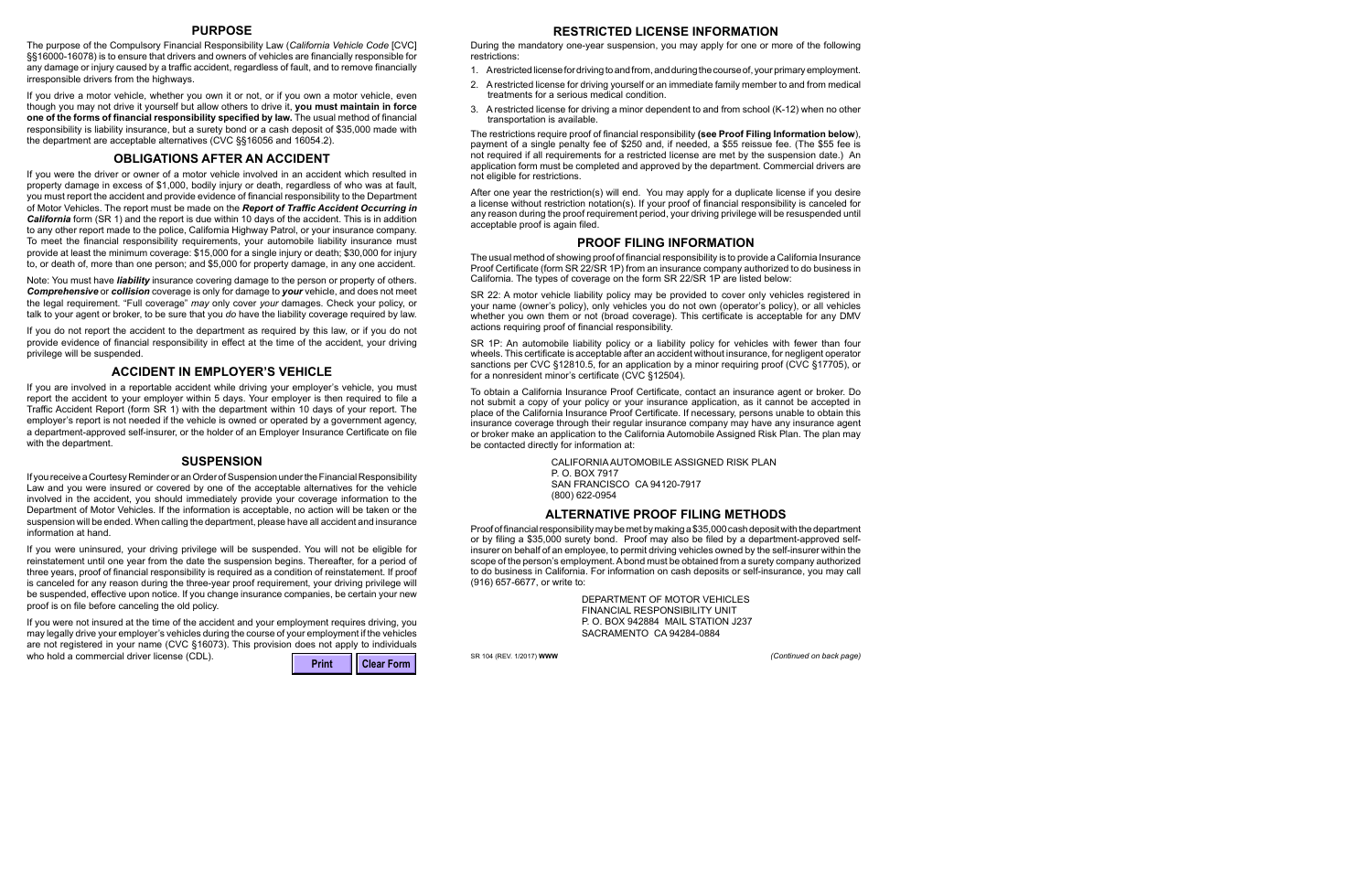## PURPOSE

The purpose of the Compulsory Financial Responsibility Law (*California Vehicle Code* [CVC] §§16000-16078) is to ensure that drivers and owners of vehicles are financially responsible for any damage or injury caused by a traffic accident, regardless of fault, and to remove financially irresponsible drivers from the highways.

If you drive a motor vehicle, whether you own it or not, or if you own a motor vehicle, even though you may not drive it yourself but allow others to drive it, **you must maintain in force one of the forms of financial responsibility specified by law.** The usual method of financial responsibility is liability insurance, but a surety bond or a cash deposit of $35,000 made with the department are acceptable alternatives (CVC §§16056 and 16054.2).

## OBLIGATIONS AFTER AN ACCIDENT

If you were the driver or owner of a motor vehicle involved in an accident which resulted in property damage in excess of $1,000, bodily injury or death, regardless of who was at fault, you must report the accident and provide evidence of financial responsibility to the Department of Motor Vehicles. The report must be made on the ***Report of Traffic Accident Occurring in California*** form (SR 1) and the report is due within 10 days of the accident. This is in addition to any other report made to the police, California Highway Patrol, or your insurance company. To meet the financial responsibility requirements, your automobile liability insurance must provide at least the minimum coverage: $15,000 for a single injury or death; $30,000 for injury to, or death of, more than one person; and $5,000 for property damage, in any one accident.

Note: You must have ***liability*** insurance covering damage to the person or property of others. ***Comprehensive*** or ***collision*** coverage is only for damage to ***your*** vehicle, and does not meet the legal requirement. "Full coverage" *may* only cover *your* damages. Check your policy, or talk to your agent or broker, to be sure that you *do* have the liability coverage required by law.

If you do not report the accident to the department as required by this law, or if you do not provide evidence of financial responsibility in effect at the time of the accident, your driving privilege will be suspended.

## ACCIDENT IN EMPLOYER'S VEHICLE

If you are involved in a reportable accident while driving your employer's vehicle, you must report the accident to your employer within 5 days. Your employer is then required to file a Traffic Accident Report (form SR 1) with the department within 10 days of your report. The employer's report is not needed if the vehicle is owned or operated by a government agency, a department-approved self-insurer, or the holder of an Employer Insurance Certificate on file with the department.

## SUSPENSION

If you receive a Courtesy Reminder or an Order of Suspension under the Financial Responsibility Law and you were insured or covered by one of the acceptable alternatives for the vehicle involved in the accident, you should immediately provide your coverage information to the Department of Motor Vehicles. If the information is acceptable, no action will be taken or the suspension will be ended. When calling the department, please have all accident and insurance information at hand.

If you were uninsured, your driving privilege will be suspended. You will not be eligible for reinstatement until one year from the date the suspension begins. Thereafter, for a period of three years, proof of financial responsibility is required as a condition of reinstatement. If proof is canceled for any reason during the three-year proof requirement, your driving privilege will be suspended, effective upon notice. If you change insurance companies, be certain your new proof is on file before canceling the old policy.

If you were not insured at the time of the accident and your employment requires driving, you may legally drive your employer's vehicles during the course of your employment if the vehicles are not registered in your name (CVC §16073). This provision does not apply to individuals who hold a commercial driver license (CDL).

## RESTRICTED LICENSE INFORMATION

During the mandatory one-year suspension, you may apply for one or more of the following restrictions:

1. A restricted license for driving to and from, and during the course of, your primary employment.
2. A restricted license for driving yourself or an immediate family member to and from medical treatments for a serious medical condition.
3. A restricted license for driving a minor dependent to and from school (K-12) when no other transportation is available.

The restrictions require proof of financial responsibility **(see Proof Filing Information below)**, payment of a single penalty fee of $250 and, if needed, a $55 reissue fee. (The $55 fee is not required if all requirements for a restricted license are met by the suspension date.) An application form must be completed and approved by the department. Commercial drivers are not eligible for restrictions.

After one year the restriction(s) will end. You may apply for a duplicate license if you desire a license without restriction notation(s). If your proof of financial responsibility is canceled for any reason during the proof requirement period, your driving privilege will be resuspended until acceptable proof is again filed.

## PROOF FILING INFORMATION

The usual method of showing proof of financial responsibility is to provide a California Insurance Proof Certificate (form SR 22/SR 1P) from an insurance company authorized to do business in California. The types of coverage on the form SR 22/SR 1P are listed below:

SR 22: A motor vehicle liability policy may be provided to cover only vehicles registered in your name (owner's policy), only vehicles you do not own (operator's policy), or all vehicles whether you own them or not (broad coverage). This certificate is acceptable for any DMV actions requiring proof of financial responsibility.

SR 1P: An automobile liability policy or a liability policy for vehicles with fewer than four wheels. This certificate is acceptable after an accident without insurance, for negligent operator sanctions per CVC §12810.5, for an application by a minor requiring proof (CVC §17705), or for a nonresident minor's certificate (CVC §12504).

To obtain a California Insurance Proof Certificate, contact an insurance agent or broker. Do not submit a copy of your policy or your insurance application, as it cannot be accepted in place of the California Insurance Proof Certificate. If necessary, persons unable to obtain this insurance coverage through their regular insurance company may have any insurance agent or broker make an application to the California Automobile Assigned Risk Plan. The plan may be contacted directly for information at:

CALIFORNIA AUTOMOBILE ASSIGNED RISK PLAN
P. O. BOX 7917
SAN FRANCISCO CA 94120-7917
(800) 622-0954

## ALTERNATIVE PROOF FILING METHODS

Proof of financial responsibility may be met by making a $35,000 cash deposit with the department or by filing a $35,000 surety bond. Proof may also be filed by a department-approved self-insurer on behalf of an employee, to permit driving vehicles owned by the self-insurer within the scope of the person's employment. A bond must be obtained from a surety company authorized to do business in California. For information on cash deposits or self-insurance, you may call (916) 657-6677, or write to:

DEPARTMENT OF MOTOR VEHICLES
FINANCIAL RESPONSIBILITY UNIT
P. O. BOX 942884 MAIL STATION J237
SACRAMENTO CA 94284-0884

SR 104 (REV. 1/2017) **WWW**

*(Continued on back page)*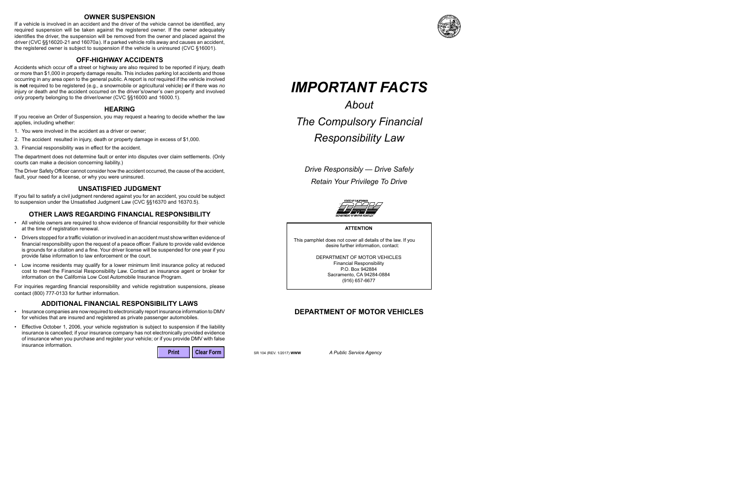## OWNER SUSPENSION

If a vehicle is involved in an accident and the driver of the vehicle cannot be identified, any required suspension will be taken against the registered owner. If the owner adequately identifies the driver, the suspension will be removed from the owner and placed against the driver (CVC §§16020-21 and 16070a). If a parked vehicle rolls away and causes an accident, the registered owner is subject to suspension if the vehicle is uninsured (CVC §16001).

## OFF-HIGHWAY ACCIDENTS

Accidents which occur off a street or highway are also required to be reported if injury, death or more than $1,000 in property damage results. This includes parking lot accidents and those occurring in any area open to the general public. A report is *not* required if the vehicle involved is **not** required to be registered (e.g., a snowmobile or agricultural vehicle) **or** if there was *no* injury or death *and* the accident occurred on the driver's/owner's *own* property and involved *only* property belonging to the driver/owner (CVC §§16000 and 16000.1).

## HEARING

If you receive an Order of Suspension, you may request a hearing to decide whether the law applies, including whether:

1. You were involved in the accident as a driver or owner;
2. The accident resulted in injury, death or property damage in excess of $1,000.
3. Financial responsibility was in effect for the accident.

The department does not determine fault or enter into disputes over claim settlements. (Only courts can make a decision concerning liability.)

The Driver Safety Officer cannot consider how the accident occurred, the cause of the accident, fault, your need for a license, or why you were uninsured.

## UNSATISFIED JUDGMENT

If you fail to satisfy a civil judgment rendered against you for an accident, you could be subject to suspension under the Unsatisfied Judgment Law (CVC §§16370 and 16370.5).

## OTHER LAWS REGARDING FINANCIAL RESPONSIBILITY

- All vehicle owners are required to show evidence of financial responsibility for their vehicle at the time of registration renewal.
- Drivers stopped for a traffic violation or involved in an accident must show written evidence of financial responsibility upon the request of a peace officer. Failure to provide valid evidence is grounds for a citation and a fine. Your driver license will be suspended for one year if you provide false information to law enforcement or the court.
- Low income residents may qualify for a lower minimum limit insurance policy at reduced cost to meet the Financial Responsibility Law. Contact an insurance agent or broker for information on the California Low Cost Automobile Insurance Program.

For inquiries regarding financial responsibility and vehicle registration suspensions, please contact (800) 777-0133 for further information.

## ADDITIONAL FINANCIAL RESPONSIBILITY LAWS

- Insurance companies are now required to electronically report insurance information to DMV for vehicles that are insured and registered as private passenger automobiles.
- Effective October 1, 2006, your vehicle registration is subject to suspension if the liability insurance is cancelled; if your insurance company has not electronically provided evidence of insurance when you purchase and register your vehicle; or if you provide DMV with false insurance information.

# *IMPORTANT FACTS*

*About*

*The Compulsory Financial Responsibility Law*

*Drive Responsibly — Drive Safely*

*Retain Your Privilege To Drive*

STATE OF CALIFORNIA DMV DEPARTMENT OF MOTOR VEHICLES

**ATTENTION**

This pamphlet does not cover all details of the law. If you desire further information, contact:

DEPARTMENT OF MOTOR VEHICLES
Financial Responsibility
P.O. Box 942884
Sacramento, CA 94284-0884
(916) 657-6677

## DEPARTMENT OF MOTOR VEHICLES

SR 104 (REV. 1/2017) **WWW** *A Public Service Agency*